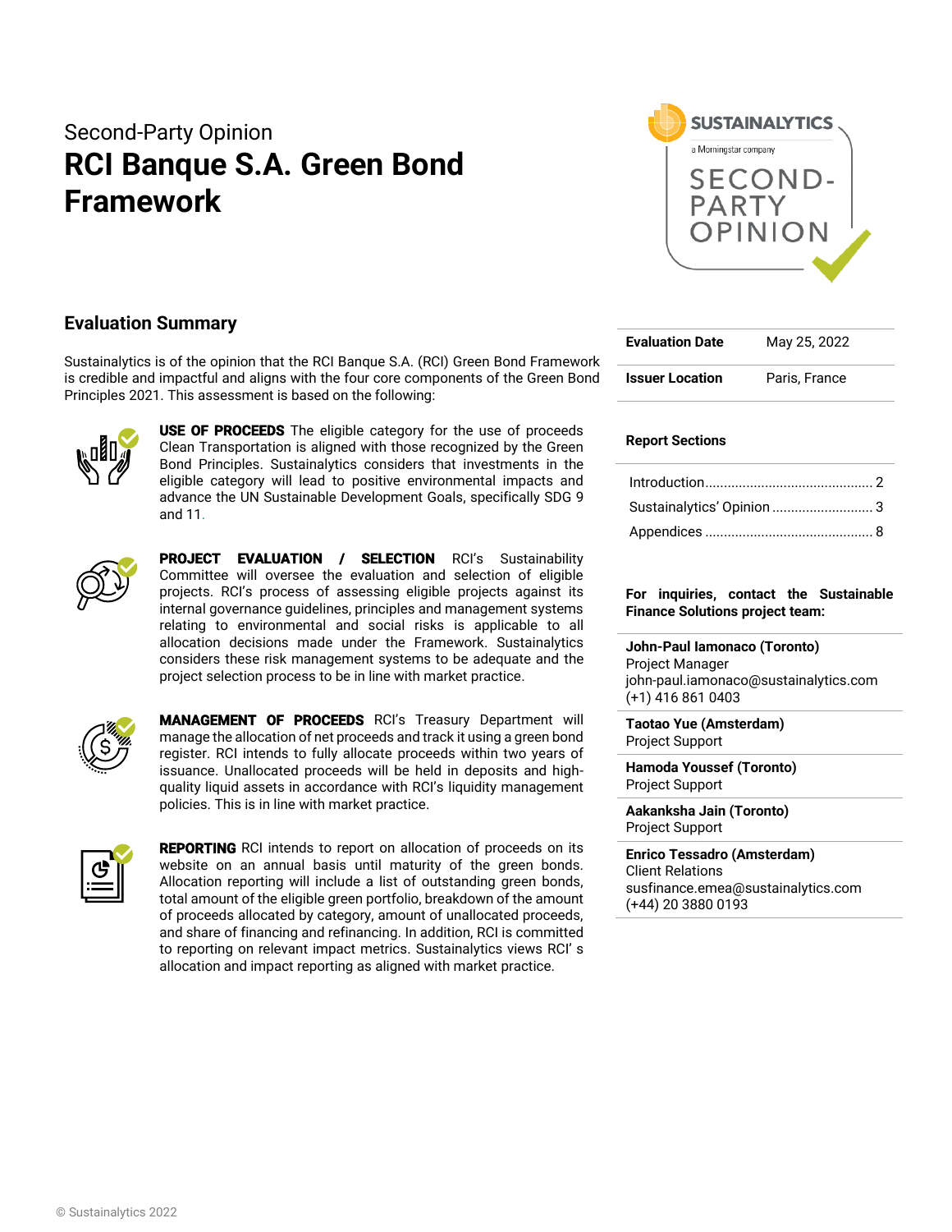Second-Party Opinion

# RCI Banque S.A. Green Bond Framework

## Evaluation Summary

Sustainalytics is of the opinion that the RCI Banque S.A. (RCI) Green Bond Framework is credible and impactful and aligns with the four core components of the Green Bond Principles 2021. This assessment is based on the following:

**USE OF PROCEEDS** The eligible category for the use of proceeds Clean Transportation is aligned with those recognized by the Green Bond Principles. Sustainalytics considers that investments in the eligible category will lead to positive environmental impacts and advance the UN Sustainable Development Goals, specifically SDG 9 and 11.

**PROJECT EVALUATION / SELECTION** RCI's Sustainability Committee will oversee the evaluation and selection of eligible projects. RCI's process of assessing eligible projects against its internal governance guidelines, principles and management systems relating to environmental and social risks is applicable to all allocation decisions made under the Framework. Sustainalytics considers these risk management systems to be adequate and the project selection process to be in line with market practice.

**MANAGEMENT OF PROCEEDS** RCI's Treasury Department will manage the allocation of net proceeds and track it using a green bond register. RCI intends to fully allocate proceeds within two years of issuance. Unallocated proceeds will be held in deposits and high-quality liquid assets in accordance with RCI's liquidity management policies. This is in line with market practice.

**REPORTING** RCI intends to report on allocation of proceeds on its website on an annual basis until maturity of the green bonds. Allocation reporting will include a list of outstanding green bonds, total amount of the eligible green portfolio, breakdown of the amount of proceeds allocated by category, amount of unallocated proceeds, and share of financing and refinancing. In addition, RCI is committed to reporting on relevant impact metrics. Sustainalytics views RCI' s allocation and impact reporting as aligned with market practice.

| | |
|---|---|
| **Evaluation Date** | May 25, 2022 |
| **Issuer Location** | Paris, France |

**Report Sections**

- Introduction ............ 2
- Sustainalytics' Opinion ............ 3
- Appendices ............ 8

**For inquiries, contact the Sustainable Finance Solutions project team:**

**John-Paul Iamonaco (Toronto)**
Project Manager
john-paul.iamonaco@sustainalytics.com
(+1) 416 861 0403

**Taotao Yue (Amsterdam)**
Project Support

**Hamoda Youssef (Toronto)**
Project Support

**Aakanksha Jain (Toronto)**
Project Support

**Enrico Tessadro (Amsterdam)**
Client Relations
susfinance.emea@sustainalytics.com
(+44) 20 3880 0193

© Sustainalytics 2022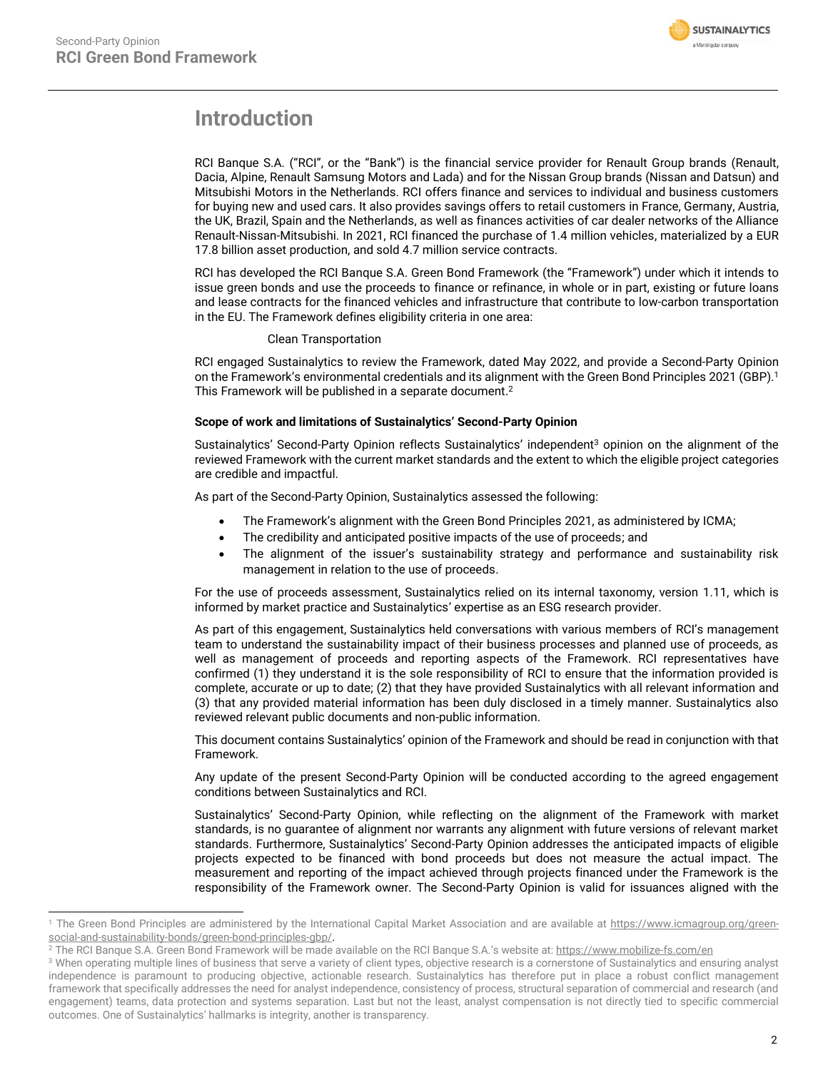# Introduction

RCI Banque S.A. ("RCI", or the "Bank") is the financial service provider for Renault Group brands (Renault, Dacia, Alpine, Renault Samsung Motors and Lada) and for the Nissan Group brands (Nissan and Datsun) and Mitsubishi Motors in the Netherlands. RCI offers finance and services to individual and business customers for buying new and used cars. It also provides savings offers to retail customers in France, Germany, Austria, the UK, Brazil, Spain and the Netherlands, as well as finances activities of car dealer networks of the Alliance Renault-Nissan-Mitsubishi. In 2021, RCI financed the purchase of 1.4 million vehicles, materialized by a EUR 17.8 billion asset production, and sold 4.7 million service contracts.

RCI has developed the RCI Banque S.A. Green Bond Framework (the "Framework") under which it intends to issue green bonds and use the proceeds to finance or refinance, in whole or in part, existing or future loans and lease contracts for the financed vehicles and infrastructure that contribute to low-carbon transportation in the EU. The Framework defines eligibility criteria in one area:

Clean Transportation

RCI engaged Sustainalytics to review the Framework, dated May 2022, and provide a Second-Party Opinion on the Framework's environmental credentials and its alignment with the Green Bond Principles 2021 (GBP).[1] This Framework will be published in a separate document.[2]

**Scope of work and limitations of Sustainalytics' Second-Party Opinion**

Sustainalytics' Second-Party Opinion reflects Sustainalytics' independent[3] opinion on the alignment of the reviewed Framework with the current market standards and the extent to which the eligible project categories are credible and impactful.

As part of the Second-Party Opinion, Sustainalytics assessed the following:

- The Framework's alignment with the Green Bond Principles 2021, as administered by ICMA;
- The credibility and anticipated positive impacts of the use of proceeds; and
- The alignment of the issuer's sustainability strategy and performance and sustainability risk management in relation to the use of proceeds.

For the use of proceeds assessment, Sustainalytics relied on its internal taxonomy, version 1.11, which is informed by market practice and Sustainalytics' expertise as an ESG research provider.

As part of this engagement, Sustainalytics held conversations with various members of RCI's management team to understand the sustainability impact of their business processes and planned use of proceeds, as well as management of proceeds and reporting aspects of the Framework. RCI representatives have confirmed (1) they understand it is the sole responsibility of RCI to ensure that the information provided is complete, accurate or up to date; (2) that they have provided Sustainalytics with all relevant information and (3) that any provided material information has been duly disclosed in a timely manner. Sustainalytics also reviewed relevant public documents and non-public information.

This document contains Sustainalytics' opinion of the Framework and should be read in conjunction with that Framework.

Any update of the present Second-Party Opinion will be conducted according to the agreed engagement conditions between Sustainalytics and RCI.

Sustainalytics' Second-Party Opinion, while reflecting on the alignment of the Framework with market standards, is no guarantee of alignment nor warrants any alignment with future versions of relevant market standards. Furthermore, Sustainalytics' Second-Party Opinion addresses the anticipated impacts of eligible projects expected to be financed with bond proceeds but does not measure the actual impact. The measurement and reporting of the impact achieved through projects financed under the Framework is the responsibility of the Framework owner. The Second-Party Opinion is valid for issuances aligned with the

---

[1] The Green Bond Principles are administered by the International Capital Market Association and are available at https://www.icmagroup.org/green-social-and-sustainability-bonds/green-bond-principles-gbp/.

[2] The RCI Banque S.A. Green Bond Framework will be made available on the RCI Banque S.A.'s website at: https://www.mobilize-fs.com/en

[3] When operating multiple lines of business that serve a variety of client types, objective research is a cornerstone of Sustainalytics and ensuring analyst independence is paramount to producing objective, actionable research. Sustainalytics has therefore put in place a robust conflict management framework that specifically addresses the need for analyst independence, consistency of process, structural separation of commercial and research (and engagement) teams, data protection and systems separation. Last but not the least, analyst compensation is not directly tied to specific commercial outcomes. One of Sustainalytics' hallmarks is integrity, another is transparency.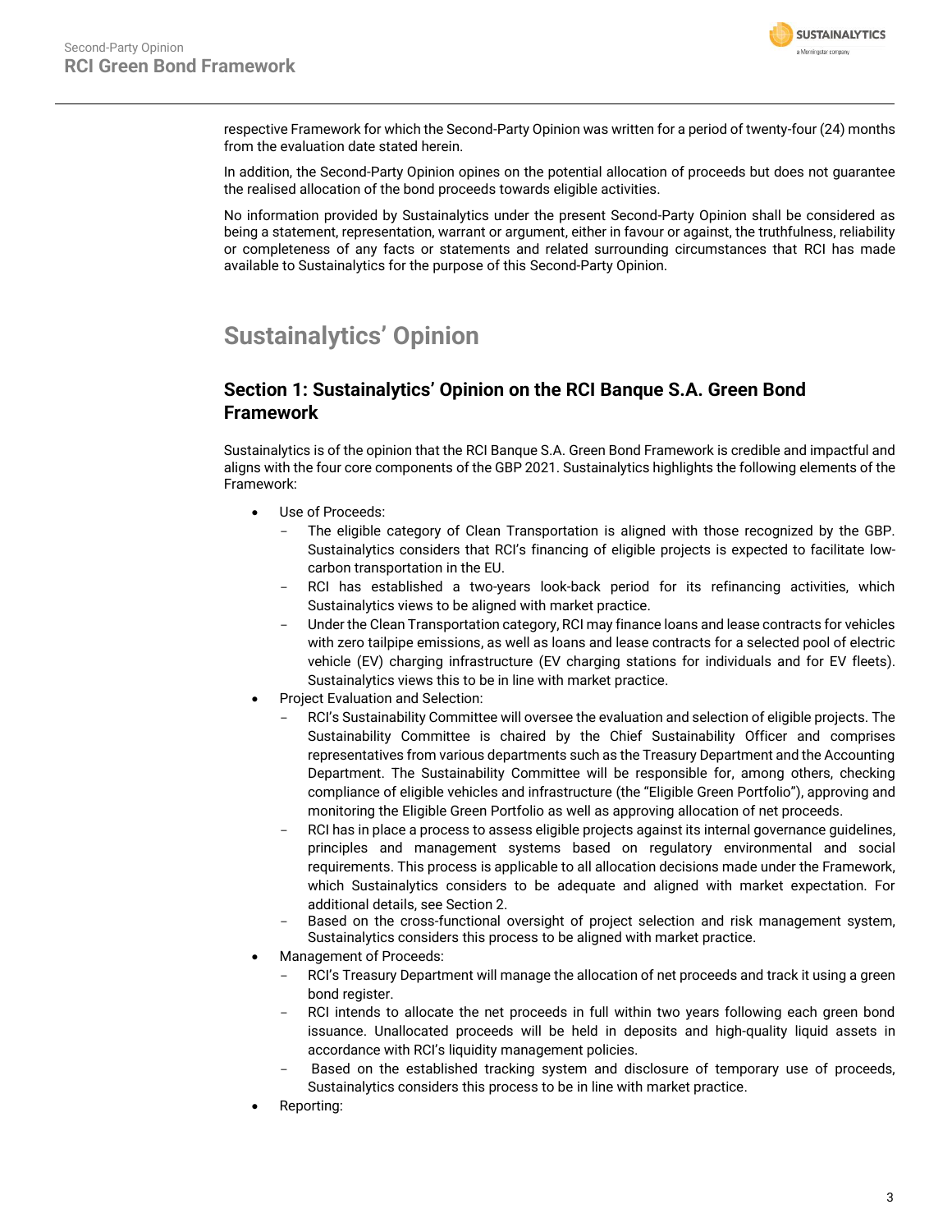respective Framework for which the Second-Party Opinion was written for a period of twenty-four (24) months from the evaluation date stated herein.

In addition, the Second-Party Opinion opines on the potential allocation of proceeds but does not guarantee the realised allocation of the bond proceeds towards eligible activities.

No information provided by Sustainalytics under the present Second-Party Opinion shall be considered as being a statement, representation, warrant or argument, either in favour or against, the truthfulness, reliability or completeness of any facts or statements and related surrounding circumstances that RCI has made available to Sustainalytics for the purpose of this Second-Party Opinion.

# Sustainalytics' Opinion

## Section 1: Sustainalytics' Opinion on the RCI Banque S.A. Green Bond Framework

Sustainalytics is of the opinion that the RCI Banque S.A. Green Bond Framework is credible and impactful and aligns with the four core components of the GBP 2021. Sustainalytics highlights the following elements of the Framework:

- Use of Proceeds:
  - The eligible category of Clean Transportation is aligned with those recognized by the GBP. Sustainalytics considers that RCI's financing of eligible projects is expected to facilitate low-carbon transportation in the EU.
  - RCI has established a two-years look-back period for its refinancing activities, which Sustainalytics views to be aligned with market practice.
  - Under the Clean Transportation category, RCI may finance loans and lease contracts for vehicles with zero tailpipe emissions, as well as loans and lease contracts for a selected pool of electric vehicle (EV) charging infrastructure (EV charging stations for individuals and for EV fleets). Sustainalytics views this to be in line with market practice.
- Project Evaluation and Selection:
  - RCI's Sustainability Committee will oversee the evaluation and selection of eligible projects. The Sustainability Committee is chaired by the Chief Sustainability Officer and comprises representatives from various departments such as the Treasury Department and the Accounting Department. The Sustainability Committee will be responsible for, among others, checking compliance of eligible vehicles and infrastructure (the "Eligible Green Portfolio"), approving and monitoring the Eligible Green Portfolio as well as approving allocation of net proceeds.
  - RCI has in place a process to assess eligible projects against its internal governance guidelines, principles and management systems based on regulatory environmental and social requirements. This process is applicable to all allocation decisions made under the Framework, which Sustainalytics considers to be adequate and aligned with market expectation. For additional details, see Section 2.
  - Based on the cross-functional oversight of project selection and risk management system, Sustainalytics considers this process to be aligned with market practice.
- Management of Proceeds:
  - RCI's Treasury Department will manage the allocation of net proceeds and track it using a green bond register.
  - RCI intends to allocate the net proceeds in full within two years following each green bond issuance. Unallocated proceeds will be held in deposits and high-quality liquid assets in accordance with RCI's liquidity management policies.
  - Based on the established tracking system and disclosure of temporary use of proceeds, Sustainalytics considers this process to be in line with market practice.
- Reporting: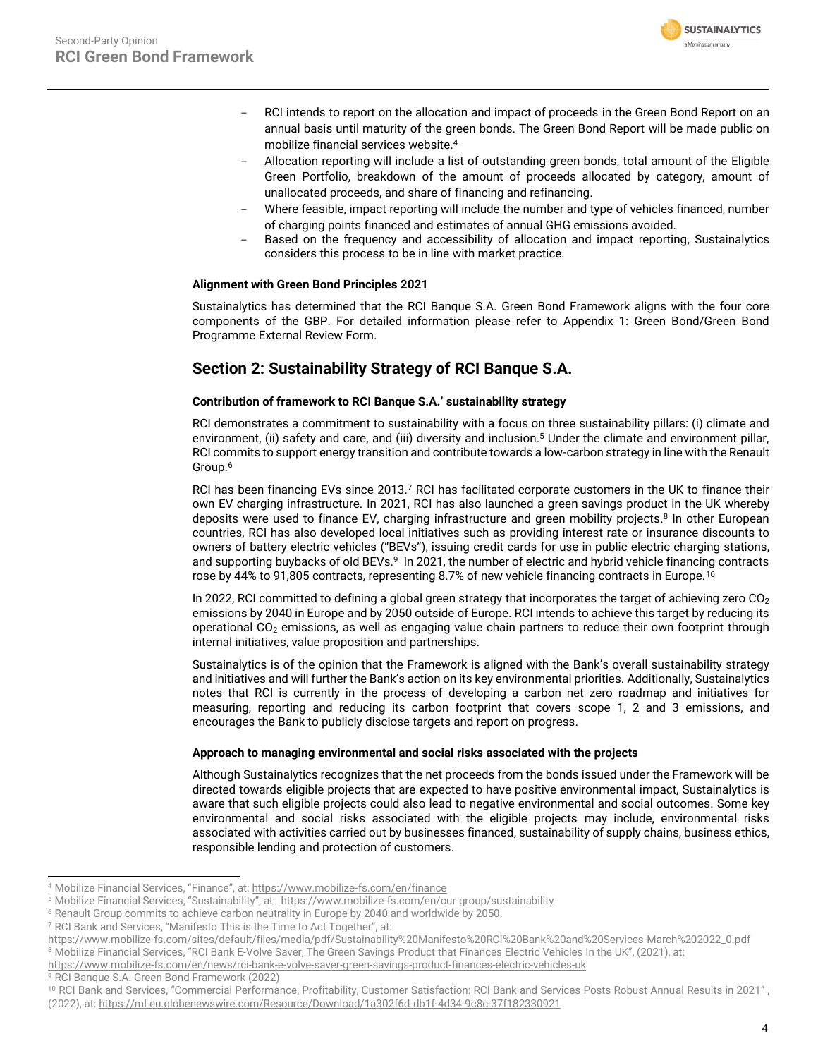- RCI intends to report on the allocation and impact of proceeds in the Green Bond Report on an annual basis until maturity of the green bonds. The Green Bond Report will be made public on mobilize financial services website.[4]
- Allocation reporting will include a list of outstanding green bonds, total amount of the Eligible Green Portfolio, breakdown of the amount of proceeds allocated by category, amount of unallocated proceeds, and share of financing and refinancing.
- Where feasible, impact reporting will include the number and type of vehicles financed, number of charging points financed and estimates of annual GHG emissions avoided.
- Based on the frequency and accessibility of allocation and impact reporting, Sustainalytics considers this process to be in line with market practice.

**Alignment with Green Bond Principles 2021**

Sustainalytics has determined that the RCI Banque S.A. Green Bond Framework aligns with the four core components of the GBP. For detailed information please refer to Appendix 1: Green Bond/Green Bond Programme External Review Form.

## Section 2: Sustainability Strategy of RCI Banque S.A.

**Contribution of framework to RCI Banque S.A.' sustainability strategy**

RCI demonstrates a commitment to sustainability with a focus on three sustainability pillars: (i) climate and environment, (ii) safety and care, and (iii) diversity and inclusion.[5] Under the climate and environment pillar, RCI commits to support energy transition and contribute towards a low-carbon strategy in line with the Renault Group.[6]

RCI has been financing EVs since 2013.[7] RCI has facilitated corporate customers in the UK to finance their own EV charging infrastructure. In 2021, RCI has also launched a green savings product in the UK whereby deposits were used to finance EV, charging infrastructure and green mobility projects.[8] In other European countries, RCI has also developed local initiatives such as providing interest rate or insurance discounts to owners of battery electric vehicles ("BEVs"), issuing credit cards for use in public electric charging stations, and supporting buybacks of old BEVs.[9] In 2021, the number of electric and hybrid vehicle financing contracts rose by 44% to 91,805 contracts, representing 8.7% of new vehicle financing contracts in Europe.[10]

In 2022, RCI committed to defining a global green strategy that incorporates the target of achieving zero $CO_2$ emissions by 2040 in Europe and by 2050 outside of Europe. RCI intends to achieve this target by reducing its operational $CO_2$ emissions, as well as engaging value chain partners to reduce their own footprint through internal initiatives, value proposition and partnerships.

Sustainalytics is of the opinion that the Framework is aligned with the Bank's overall sustainability strategy and initiatives and will further the Bank's action on its key environmental priorities. Additionally, Sustainalytics notes that RCI is currently in the process of developing a carbon net zero roadmap and initiatives for measuring, reporting and reducing its carbon footprint that covers scope 1, 2 and 3 emissions, and encourages the Bank to publicly disclose targets and report on progress.

**Approach to managing environmental and social risks associated with the projects**

Although Sustainalytics recognizes that the net proceeds from the bonds issued under the Framework will be directed towards eligible projects that are expected to have positive environmental impact, Sustainalytics is aware that such eligible projects could also lead to negative environmental and social outcomes. Some key environmental and social risks associated with the eligible projects may include, environmental risks associated with activities carried out by businesses financed, sustainability of supply chains, business ethics, responsible lending and protection of customers.

---

[4] Mobilize Financial Services, "Finance", at: https://www.mobilize-fs.com/en/finance

[5] Mobilize Financial Services, "Sustainability", at: https://www.mobilize-fs.com/en/our-group/sustainability

[6] Renault Group commits to achieve carbon neutrality in Europe by 2040 and worldwide by 2050.

[7] RCI Bank and Services, "Manifesto This is the Time to Act Together", at: https://www.mobilize-fs.com/sites/default/files/media/pdf/Sustainability%20Manifesto%20RCI%20Bank%20and%20Services-March%202022_0.pdf

[8] Mobilize Financial Services, "RCI Bank E-Volve Saver, The Green Savings Product that Finances Electric Vehicles In the UK", (2021), at: https://www.mobilize-fs.com/en/news/rci-bank-e-volve-saver-green-savings-product-finances-electric-vehicles-uk

[9] RCI Banque S.A. Green Bond Framework (2022)

[10] RCI Bank and Services, "Commercial Performance, Profitability, Customer Satisfaction: RCI Bank and Services Posts Robust Annual Results in 2021", (2022), at: https://ml-eu.globenewswire.com/Resource/Download/1a302f6d-db1f-4d34-9c8c-37f182330921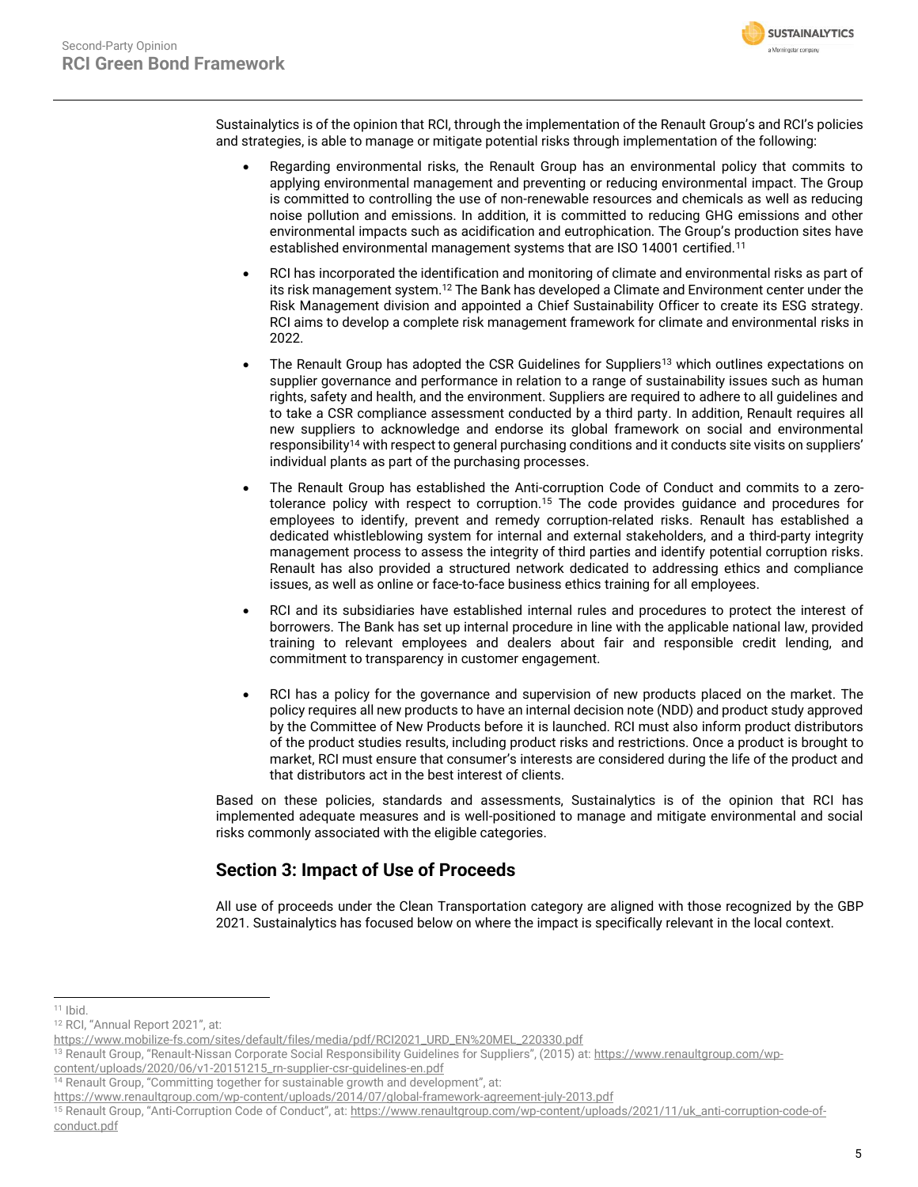Sustainalytics is of the opinion that RCI, through the implementation of the Renault Group's and RCI's policies and strategies, is able to manage or mitigate potential risks through implementation of the following:

- Regarding environmental risks, the Renault Group has an environmental policy that commits to applying environmental management and preventing or reducing environmental impact. The Group is committed to controlling the use of non-renewable resources and chemicals as well as reducing noise pollution and emissions. In addition, it is committed to reducing GHG emissions and other environmental impacts such as acidification and eutrophication. The Group's production sites have established environmental management systems that are ISO 14001 certified.[11]
- RCI has incorporated the identification and monitoring of climate and environmental risks as part of its risk management system.[12] The Bank has developed a Climate and Environment center under the Risk Management division and appointed a Chief Sustainability Officer to create its ESG strategy. RCI aims to develop a complete risk management framework for climate and environmental risks in 2022.
- The Renault Group has adopted the CSR Guidelines for Suppliers[13] which outlines expectations on supplier governance and performance in relation to a range of sustainability issues such as human rights, safety and health, and the environment. Suppliers are required to adhere to all guidelines and to take a CSR compliance assessment conducted by a third party. In addition, Renault requires all new suppliers to acknowledge and endorse its global framework on social and environmental responsibility[14] with respect to general purchasing conditions and it conducts site visits on suppliers' individual plants as part of the purchasing processes.
- The Renault Group has established the Anti-corruption Code of Conduct and commits to a zero-tolerance policy with respect to corruption.[15] The code provides guidance and procedures for employees to identify, prevent and remedy corruption-related risks. Renault has established a dedicated whistleblowing system for internal and external stakeholders, and a third-party integrity management process to assess the integrity of third parties and identify potential corruption risks. Renault has also provided a structured network dedicated to addressing ethics and compliance issues, as well as online or face-to-face business ethics training for all employees.
- RCI and its subsidiaries have established internal rules and procedures to protect the interest of borrowers. The Bank has set up internal procedure in line with the applicable national law, provided training to relevant employees and dealers about fair and responsible credit lending, and commitment to transparency in customer engagement.
- RCI has a policy for the governance and supervision of new products placed on the market. The policy requires all new products to have an internal decision note (NDD) and product study approved by the Committee of New Products before it is launched. RCI must also inform product distributors of the product studies results, including product risks and restrictions. Once a product is brought to market, RCI must ensure that consumer's interests are considered during the life of the product and that distributors act in the best interest of clients.

Based on these policies, standards and assessments, Sustainalytics is of the opinion that RCI has implemented adequate measures and is well-positioned to manage and mitigate environmental and social risks commonly associated with the eligible categories.

## Section 3: Impact of Use of Proceeds

All use of proceeds under the Clean Transportation category are aligned with those recognized by the GBP 2021. Sustainalytics has focused below on where the impact is specifically relevant in the local context.

---

[11] Ibid.

[12] RCI, "Annual Report 2021", at: https://www.mobilize-fs.com/sites/default/files/media/pdf/RCI2021_URD_EN%20MEL_220330.pdf

[13] Renault Group, "Renault-Nissan Corporate Social Responsibility Guidelines for Suppliers", (2015) at: https://www.renaultgroup.com/wp-content/uploads/2020/06/v1-20151215_rn-supplier-csr-guidelines-en.pdf

[14] Renault Group, "Committing together for sustainable growth and development", at: https://www.renaultgroup.com/wp-content/uploads/2014/07/global-framework-agreement-july-2013.pdf

[15] Renault Group, "Anti-Corruption Code of Conduct", at: https://www.renaultgroup.com/wp-content/uploads/2021/11/uk_anti-corruption-code-of-conduct.pdf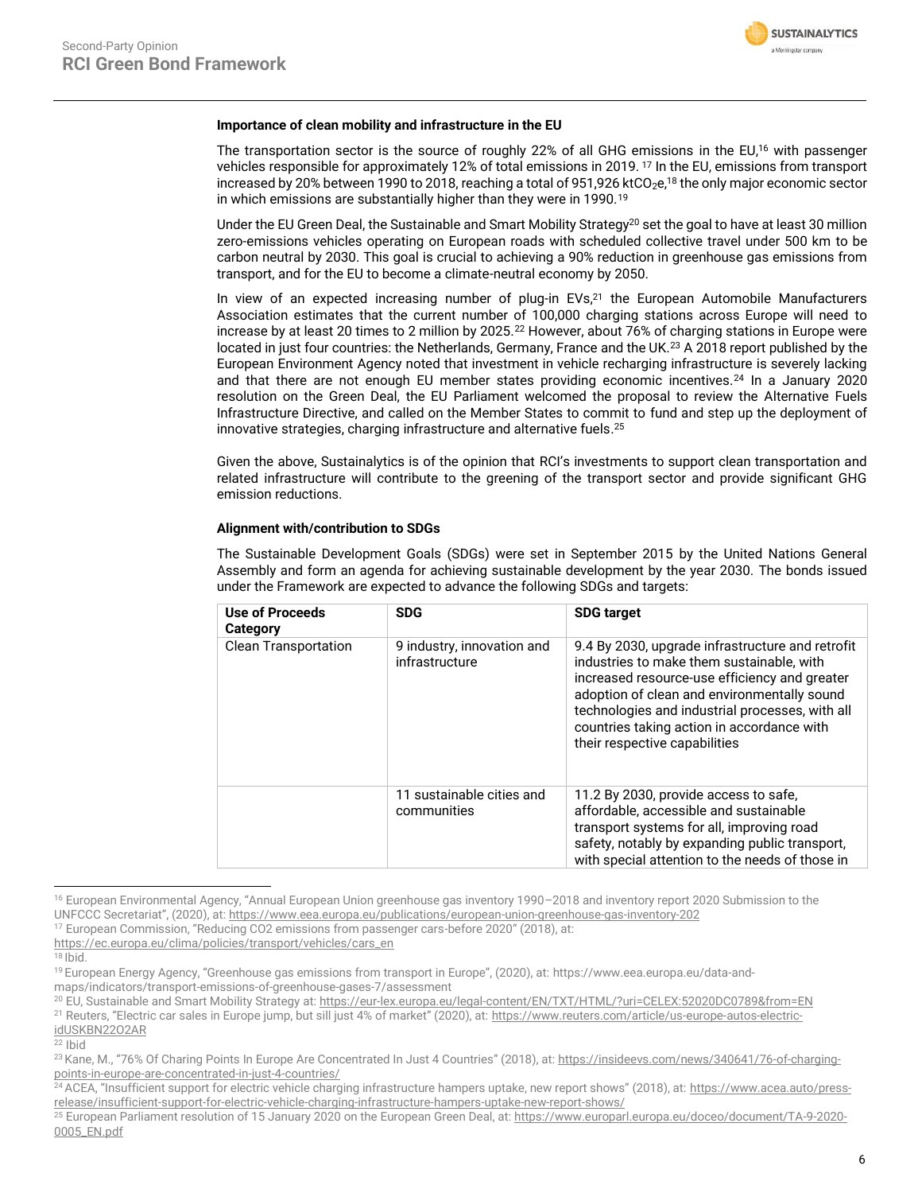### Importance of clean mobility and infrastructure in the EU

The transportation sector is the source of roughly 22% of all GHG emissions in the EU,[16] with passenger vehicles responsible for approximately 12% of total emissions in 2019. [17] In the EU, emissions from transport increased by 20% between 1990 to 2018, reaching a total of 951,926 kt$CO_2$e,[18] the only major economic sector in which emissions are substantially higher than they were in 1990.[19]

Under the EU Green Deal, the Sustainable and Smart Mobility Strategy[20] set the goal to have at least 30 million zero-emissions vehicles operating on European roads with scheduled collective travel under 500 km to be carbon neutral by 2030. This goal is crucial to achieving a 90% reduction in greenhouse gas emissions from transport, and for the EU to become a climate-neutral economy by 2050.

In view of an expected increasing number of plug-in EVs,[21] the European Automobile Manufacturers Association estimates that the current number of 100,000 charging stations across Europe will need to increase by at least 20 times to 2 million by 2025.[22] However, about 76% of charging stations in Europe were located in just four countries: the Netherlands, Germany, France and the UK.[23] A 2018 report published by the European Environment Agency noted that investment in vehicle recharging infrastructure is severely lacking and that there are not enough EU member states providing economic incentives.[24] In a January 2020 resolution on the Green Deal, the EU Parliament welcomed the proposal to review the Alternative Fuels Infrastructure Directive, and called on the Member States to commit to fund and step up the deployment of innovative strategies, charging infrastructure and alternative fuels.[25]

Given the above, Sustainalytics is of the opinion that RCI's investments to support clean transportation and related infrastructure will contribute to the greening of the transport sector and provide significant GHG emission reductions.

### Alignment with/contribution to SDGs

The Sustainable Development Goals (SDGs) were set in September 2015 by the United Nations General Assembly and form an agenda for achieving sustainable development by the year 2030. The bonds issued under the Framework are expected to advance the following SDGs and targets:

| Use of Proceeds Category | SDG | SDG target |
|---|---|---|
| Clean Transportation | 9 industry, innovation and infrastructure | 9.4 By 2030, upgrade infrastructure and retrofit industries to make them sustainable, with increased resource-use efficiency and greater adoption of clean and environmentally sound technologies and industrial processes, with all countries taking action in accordance with their respective capabilities |
| | 11 sustainable cities and communities | 11.2 By 2030, provide access to safe, affordable, accessible and sustainable transport systems for all, improving road safety, notably by expanding public transport, with special attention to the needs of those in |

[16] European Environmental Agency, "Annual European Union greenhouse gas inventory 1990–2018 and inventory report 2020 Submission to the UNFCCC Secretariat", (2020), at: https://www.eea.europa.eu/publications/european-union-greenhouse-gas-inventory-202

[17] European Commission, "Reducing CO2 emissions from passenger cars-before 2020" (2018), at: https://ec.europa.eu/clima/policies/transport/vehicles/cars_en

[18] Ibid.

[19] European Energy Agency, "Greenhouse gas emissions from transport in Europe", (2020), at: https://www.eea.europa.eu/data-and-maps/indicators/transport-emissions-of-greenhouse-gases-7/assessment

[20] EU, Sustainable and Smart Mobility Strategy at: https://eur-lex.europa.eu/legal-content/EN/TXT/HTML/?uri=CELEX:52020DC0789&from=EN

[21] Reuters, "Electric car sales in Europe jump, but sill just 4% of market" (2020), at: https://www.reuters.com/article/us-europe-autos-electric-idUSKBN22O2AR

[22] Ibid

[23] Kane, M., "76% Of Charing Points In Europe Are Concentrated In Just 4 Countries" (2018), at: https://insideevs.com/news/340641/76-of-charging-points-in-europe-are-concentrated-in-just-4-countries/

[24] ACEA, "Insufficient support for electric vehicle charging infrastructure hampers uptake, new report shows" (2018), at: https://www.acea.auto/press-release/insufficient-support-for-electric-vehicle-charging-infrastructure-hampers-uptake-new-report-shows/

[25] European Parliament resolution of 15 January 2020 on the European Green Deal, at: https://www.europarl.europa.eu/doceo/document/TA-9-2020-0005_EN.pdf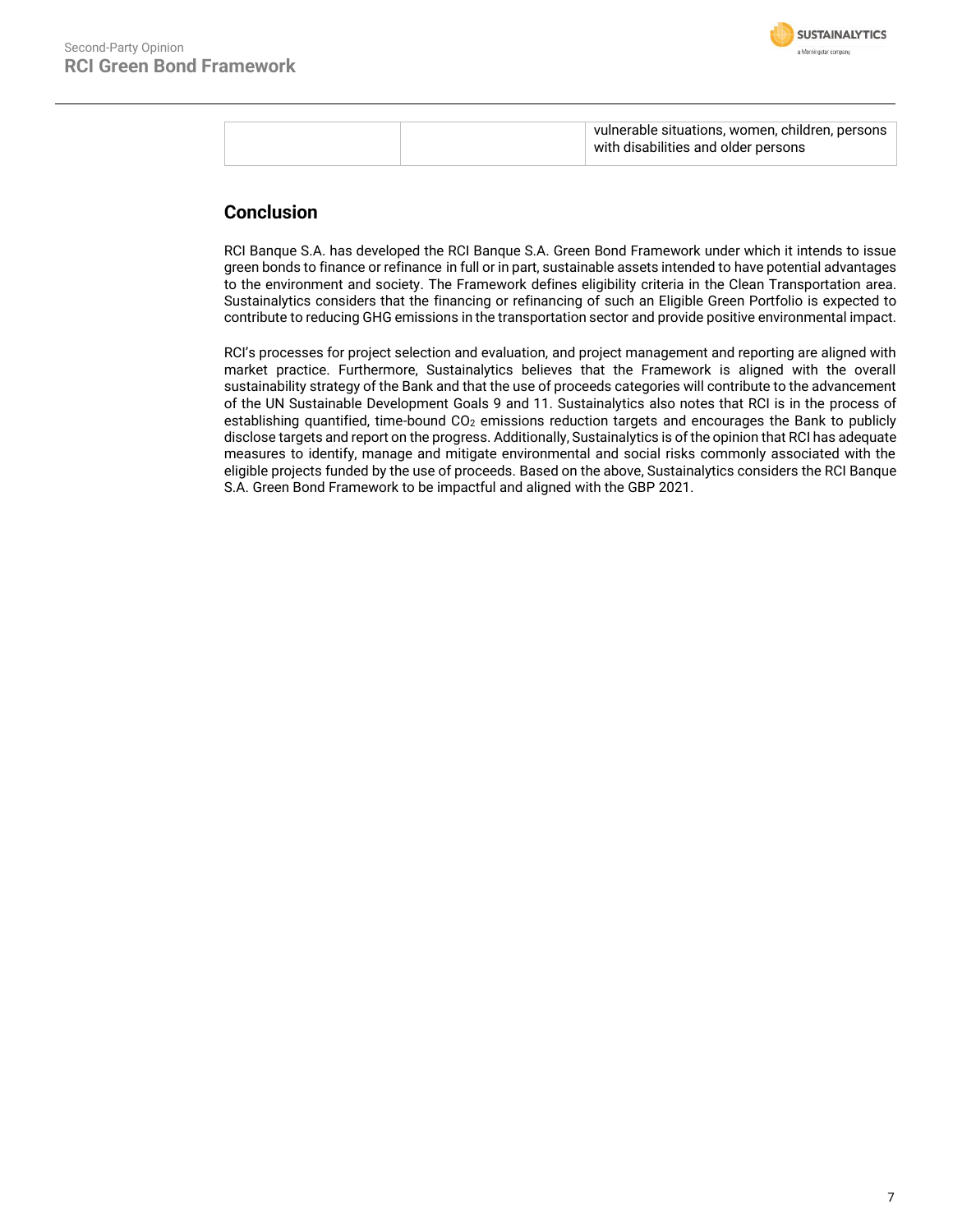|  |  | vulnerable situations, women, children, persons with disabilities and older persons |
| --- | --- | --- |

## Conclusion

RCI Banque S.A. has developed the RCI Banque S.A. Green Bond Framework under which it intends to issue green bonds to finance or refinance in full or in part, sustainable assets intended to have potential advantages to the environment and society. The Framework defines eligibility criteria in the Clean Transportation area. Sustainalytics considers that the financing or refinancing of such an Eligible Green Portfolio is expected to contribute to reducing GHG emissions in the transportation sector and provide positive environmental impact.

RCI's processes for project selection and evaluation, and project management and reporting are aligned with market practice. Furthermore, Sustainalytics believes that the Framework is aligned with the overall sustainability strategy of the Bank and that the use of proceeds categories will contribute to the advancement of the UN Sustainable Development Goals 9 and 11. Sustainalytics also notes that RCI is in the process of establishing quantified, time-bound $CO_2$ emissions reduction targets and encourages the Bank to publicly disclose targets and report on the progress. Additionally, Sustainalytics is of the opinion that RCI has adequate measures to identify, manage and mitigate environmental and social risks commonly associated with the eligible projects funded by the use of proceeds. Based on the above, Sustainalytics considers the RCI Banque S.A. Green Bond Framework to be impactful and aligned with the GBP 2021.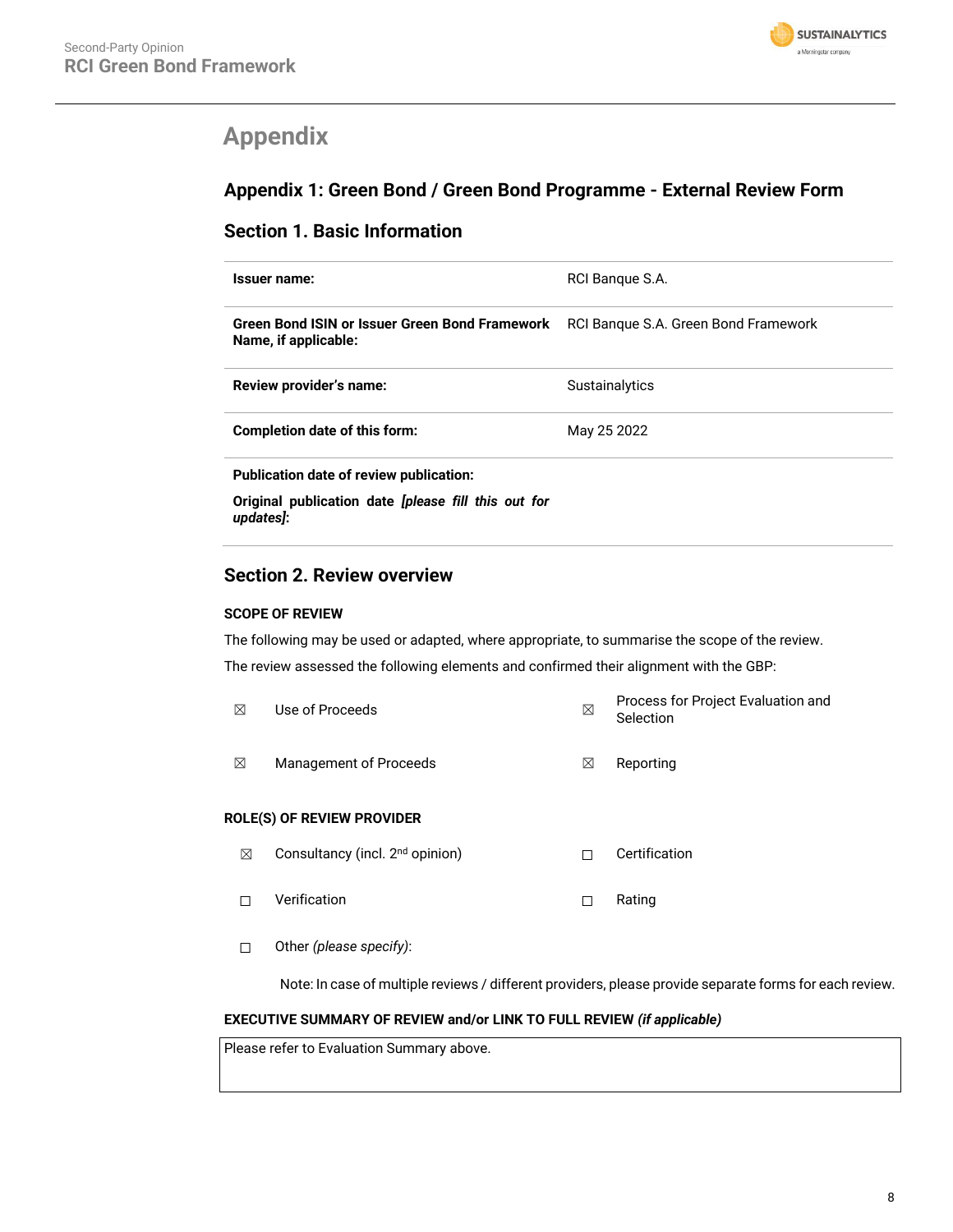# Appendix

## Appendix 1: Green Bond / Green Bond Programme - External Review Form

### Section 1. Basic Information

| | |
|---|---|
| **Issuer name:** | RCI Banque S.A. |
| **Green Bond ISIN or Issuer Green Bond Framework Name, if applicable:** | RCI Banque S.A. Green Bond Framework |
| **Review provider's name:** | Sustainalytics |
| **Completion date of this form:** | May 25 2022 |
| **Publication date of review publication:** **Original publication date** ***[please fill this out for updates]*****:** | |

### Section 2. Review overview

**SCOPE OF REVIEW**

The following may be used or adapted, where appropriate, to summarise the scope of the review.

The review assessed the following elements and confirmed their alignment with the GBP:

| | | | |
|---|---|---|---|
| ☒ | Use of Proceeds | ☒ | Process for Project Evaluation and Selection |
| ☒ | Management of Proceeds | ☒ | Reporting |

**ROLE(S) OF REVIEW PROVIDER**

| | | | |
|---|---|---|---|
| ☒ | Consultancy (incl. 2nd opinion) | ☐ | Certification |
| ☐ | Verification | ☐ | Rating |
| ☐ | Other *(please specify)*: | | |

Note: In case of multiple reviews / different providers, please provide separate forms for each review.

**EXECUTIVE SUMMARY OF REVIEW and/or LINK TO FULL REVIEW *(if applicable)***

Please refer to Evaluation Summary above.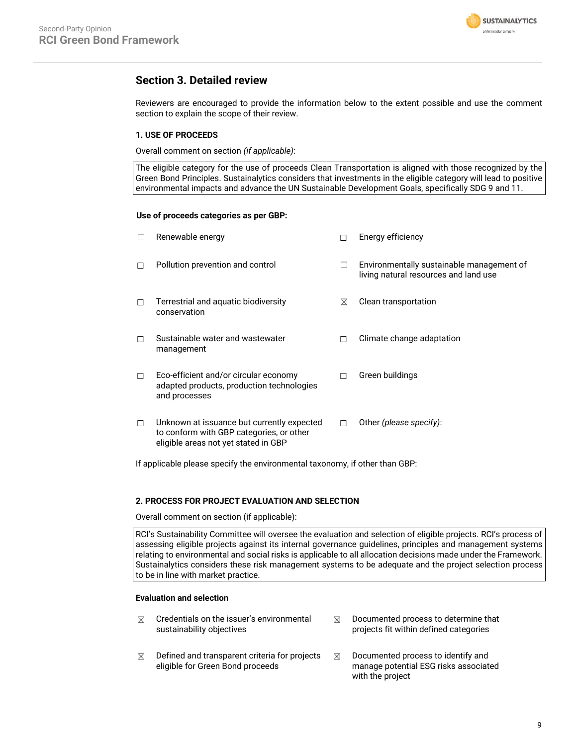## Section 3. Detailed review

Reviewers are encouraged to provide the information below to the extent possible and use the comment section to explain the scope of their review.

### 1. USE OF PROCEEDS

Overall comment on section *(if applicable)*:

| The eligible category for the use of proceeds Clean Transportation is aligned with those recognized by the Green Bond Principles. Sustainalytics considers that investments in the eligible category will lead to positive environmental impacts and advance the UN Sustainable Development Goals, specifically SDG 9 and 11. |
|---|

**Use of proceeds categories as per GBP:**

| | | | |
|---|---|---|---|
| ☐ | Renewable energy | ☐ | Energy efficiency |
| ☐ | Pollution prevention and control | ☐ | Environmentally sustainable management of living natural resources and land use |
| ☐ | Terrestrial and aquatic biodiversity conservation | ☒ | Clean transportation |
| ☐ | Sustainable water and wastewater management | ☐ | Climate change adaptation |
| ☐ | Eco-efficient and/or circular economy adapted products, production technologies and processes | ☐ | Green buildings |
| ☐ | Unknown at issuance but currently expected to conform with GBP categories, or other eligible areas not yet stated in GBP | ☐ | Other *(please specify)*: |

If applicable please specify the environmental taxonomy, if other than GBP:

### 2. PROCESS FOR PROJECT EVALUATION AND SELECTION

Overall comment on section (if applicable):

| RCI's Sustainability Committee will oversee the evaluation and selection of eligible projects. RCI's process of assessing eligible projects against its internal governance guidelines, principles and management systems relating to environmental and social risks is applicable to all allocation decisions made under the Framework. Sustainalytics considers these risk management systems to be adequate and the project selection process to be in line with market practice. |
|---|

**Evaluation and selection**

| | | | |
|---|---|---|---|
| ☒ | Credentials on the issuer's environmental sustainability objectives | ☒ | Documented process to determine that projects fit within defined categories |
| ☒ | Defined and transparent criteria for projects eligible for Green Bond proceeds | ☒ | Documented process to identify and manage potential ESG risks associated with the project |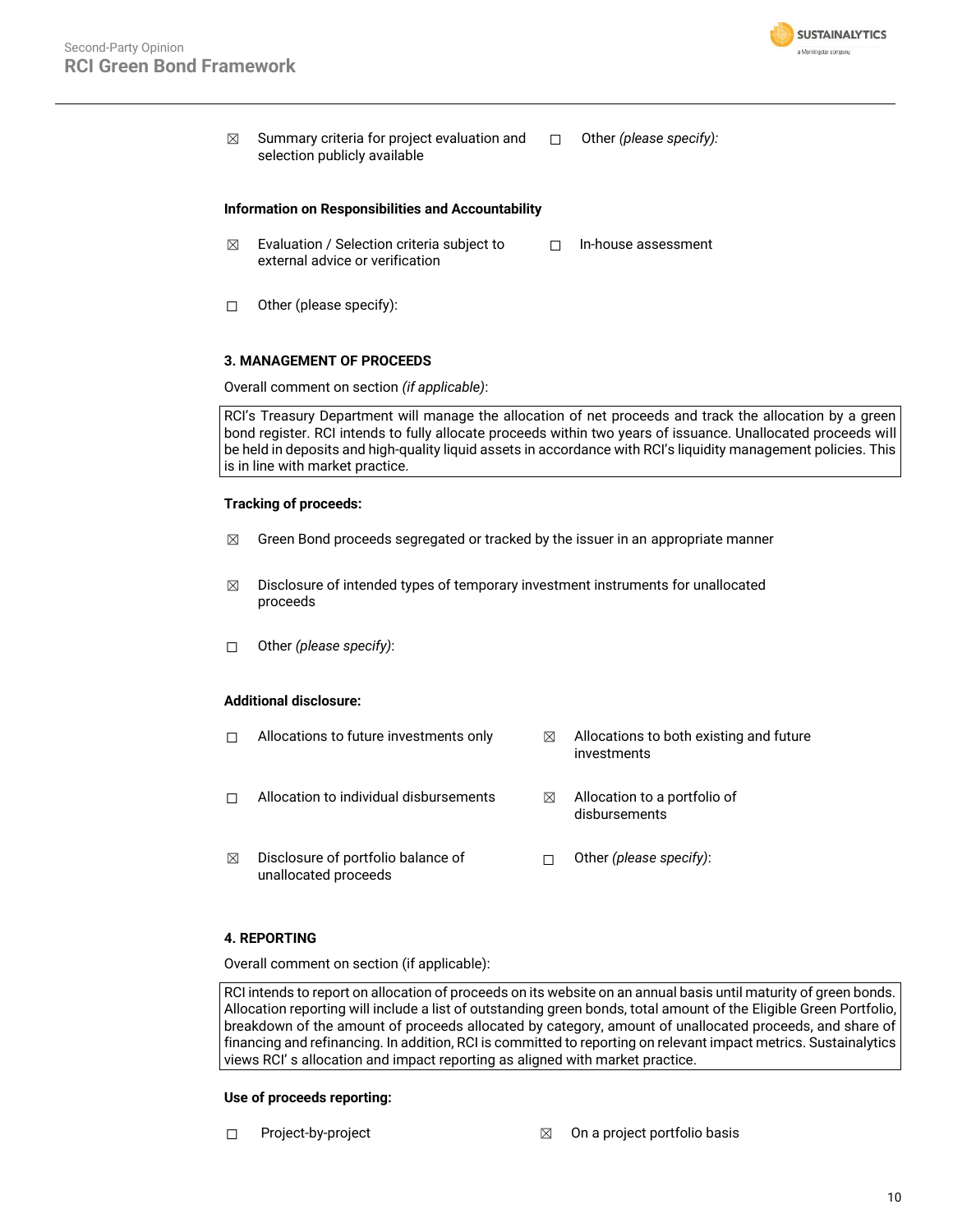☒ Summary criteria for project evaluation and selection publicly available

☐ Other *(please specify)*:

**Information on Responsibilities and Accountability**

☒ Evaluation / Selection criteria subject to external advice or verification

☐ In-house assessment

☐ Other (please specify):

**3. MANAGEMENT OF PROCEEDS**

Overall comment on section *(if applicable)*:

RCI's Treasury Department will manage the allocation of net proceeds and track the allocation by a green bond register. RCI intends to fully allocate proceeds within two years of issuance. Unallocated proceeds will be held in deposits and high-quality liquid assets in accordance with RCI's liquidity management policies. This is in line with market practice.

**Tracking of proceeds:**

☒ Green Bond proceeds segregated or tracked by the issuer in an appropriate manner

☒ Disclosure of intended types of temporary investment instruments for unallocated proceeds

☐ Other *(please specify)*:

**Additional disclosure:**

☐ Allocations to future investments only

☒ Allocations to both existing and future investments

☐ Allocation to individual disbursements

☒ Allocation to a portfolio of disbursements

☒ Disclosure of portfolio balance of unallocated proceeds

☐ Other *(please specify)*:

**4. REPORTING**

Overall comment on section (if applicable):

RCI intends to report on allocation of proceeds on its website on an annual basis until maturity of green bonds. Allocation reporting will include a list of outstanding green bonds, total amount of the Eligible Green Portfolio, breakdown of the amount of proceeds allocated by category, amount of unallocated proceeds, and share of financing and refinancing. In addition, RCI is committed to reporting on relevant impact metrics. Sustainalytics views RCI' s allocation and impact reporting as aligned with market practice.

**Use of proceeds reporting:**

☐ Project-by-project

☒ On a project portfolio basis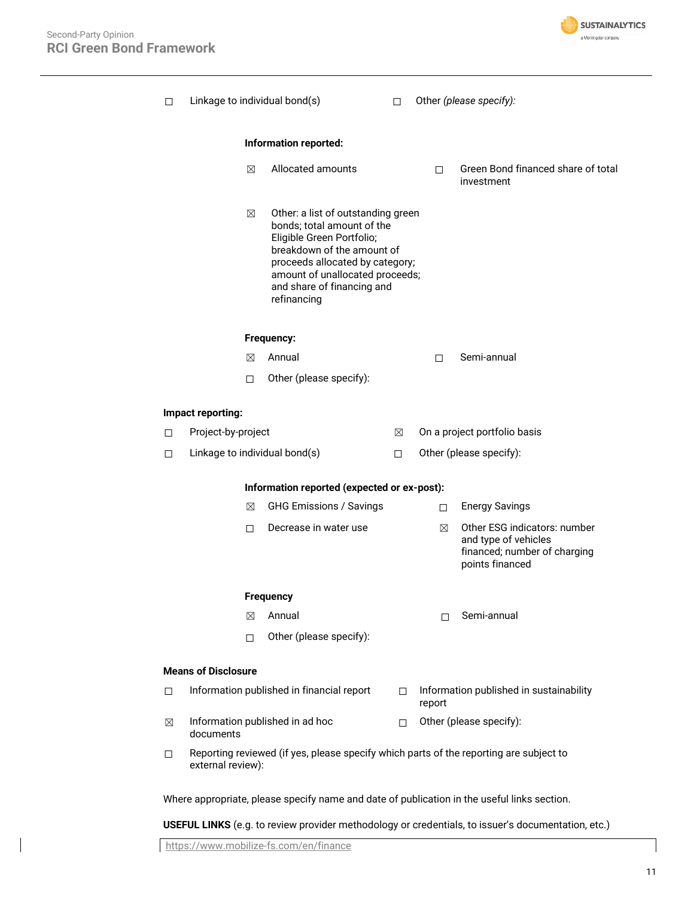☐ Linkage to individual bond(s) ☐ Other *(please specify):*

**Information reported:**

☒ Allocated amounts

☐ Green Bond financed share of total investment

☒ Other: a list of outstanding green bonds; total amount of the Eligible Green Portfolio; breakdown of the amount of proceeds allocated by category; amount of unallocated proceeds; and share of financing and refinancing

**Frequency:**

☒ Annual ☐ Semi-annual

☐ Other (please specify):

**Impact reporting:**

☐ Project-by-project ☒ On a project portfolio basis

☐ Linkage to individual bond(s) ☐ Other (please specify):

**Information reported (expected or ex-post):**

☒ GHG Emissions / Savings ☐ Energy Savings

☐ Decrease in water use

☒ Other ESG indicators: number and type of vehicles financed; number of charging points financed

**Frequency**

☒ Annual ☐ Semi-annual

☐ Other (please specify):

**Means of Disclosure**

☐ Information published in financial report

☐ Information published in sustainability report

☒ Information published in ad hoc documents

☐ Other (please specify):

☐ Reporting reviewed (if yes, please specify which parts of the reporting are subject to external review):

Where appropriate, please specify name and date of publication in the useful links section.

**USEFUL LINKS** (e.g. to review provider methodology or credentials, to issuer's documentation, etc.)

https://www.mobilize-fs.com/en/finance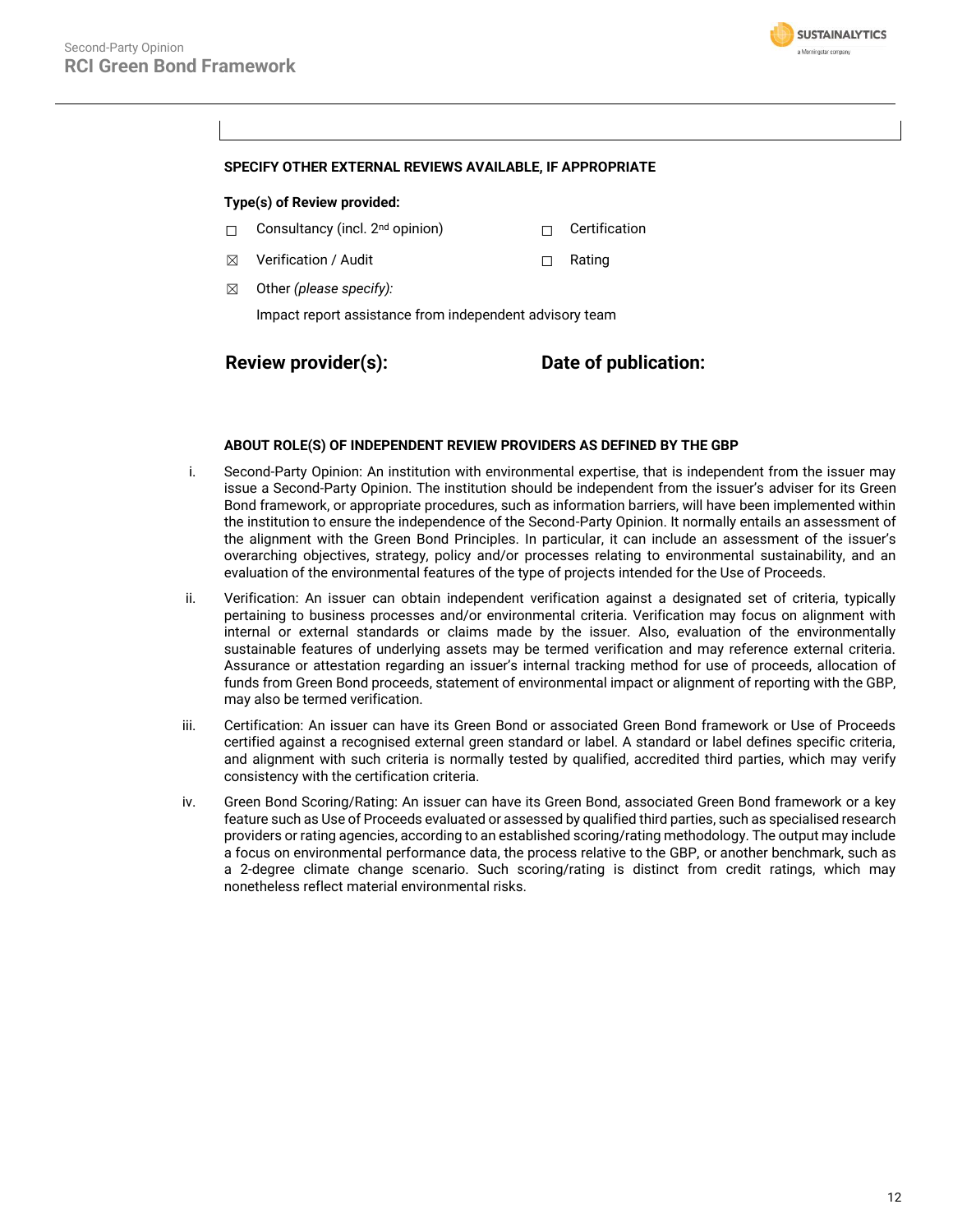**SPECIFY OTHER EXTERNAL REVIEWS AVAILABLE, IF APPROPRIATE**

**Type(s) of Review provided:**

- ☐ Consultancy (incl. 2nd opinion)
- ☐ Certification
- ☒ Verification / Audit
- ☐ Rating
- ☒ Other *(please specify):*

  Impact report assistance from independent advisory team

**Review provider(s):** **Date of publication:**

**ABOUT ROLE(S) OF INDEPENDENT REVIEW PROVIDERS AS DEFINED BY THE GBP**

i. Second-Party Opinion: An institution with environmental expertise, that is independent from the issuer may issue a Second-Party Opinion. The institution should be independent from the issuer's adviser for its Green Bond framework, or appropriate procedures, such as information barriers, will have been implemented within the institution to ensure the independence of the Second-Party Opinion. It normally entails an assessment of the alignment with the Green Bond Principles. In particular, it can include an assessment of the issuer's overarching objectives, strategy, policy and/or processes relating to environmental sustainability, and an evaluation of the environmental features of the type of projects intended for the Use of Proceeds.

ii. Verification: An issuer can obtain independent verification against a designated set of criteria, typically pertaining to business processes and/or environmental criteria. Verification may focus on alignment with internal or external standards or claims made by the issuer. Also, evaluation of the environmentally sustainable features of underlying assets may be termed verification and may reference external criteria. Assurance or attestation regarding an issuer's internal tracking method for use of proceeds, allocation of funds from Green Bond proceeds, statement of environmental impact or alignment of reporting with the GBP, may also be termed verification.

iii. Certification: An issuer can have its Green Bond or associated Green Bond framework or Use of Proceeds certified against a recognised external green standard or label. A standard or label defines specific criteria, and alignment with such criteria is normally tested by qualified, accredited third parties, which may verify consistency with the certification criteria.

iv. Green Bond Scoring/Rating: An issuer can have its Green Bond, associated Green Bond framework or a key feature such as Use of Proceeds evaluated or assessed by qualified third parties, such as specialised research providers or rating agencies, according to an established scoring/rating methodology. The output may include a focus on environmental performance data, the process relative to the GBP, or another benchmark, such as a 2-degree climate change scenario. Such scoring/rating is distinct from credit ratings, which may nonetheless reflect material environmental risks.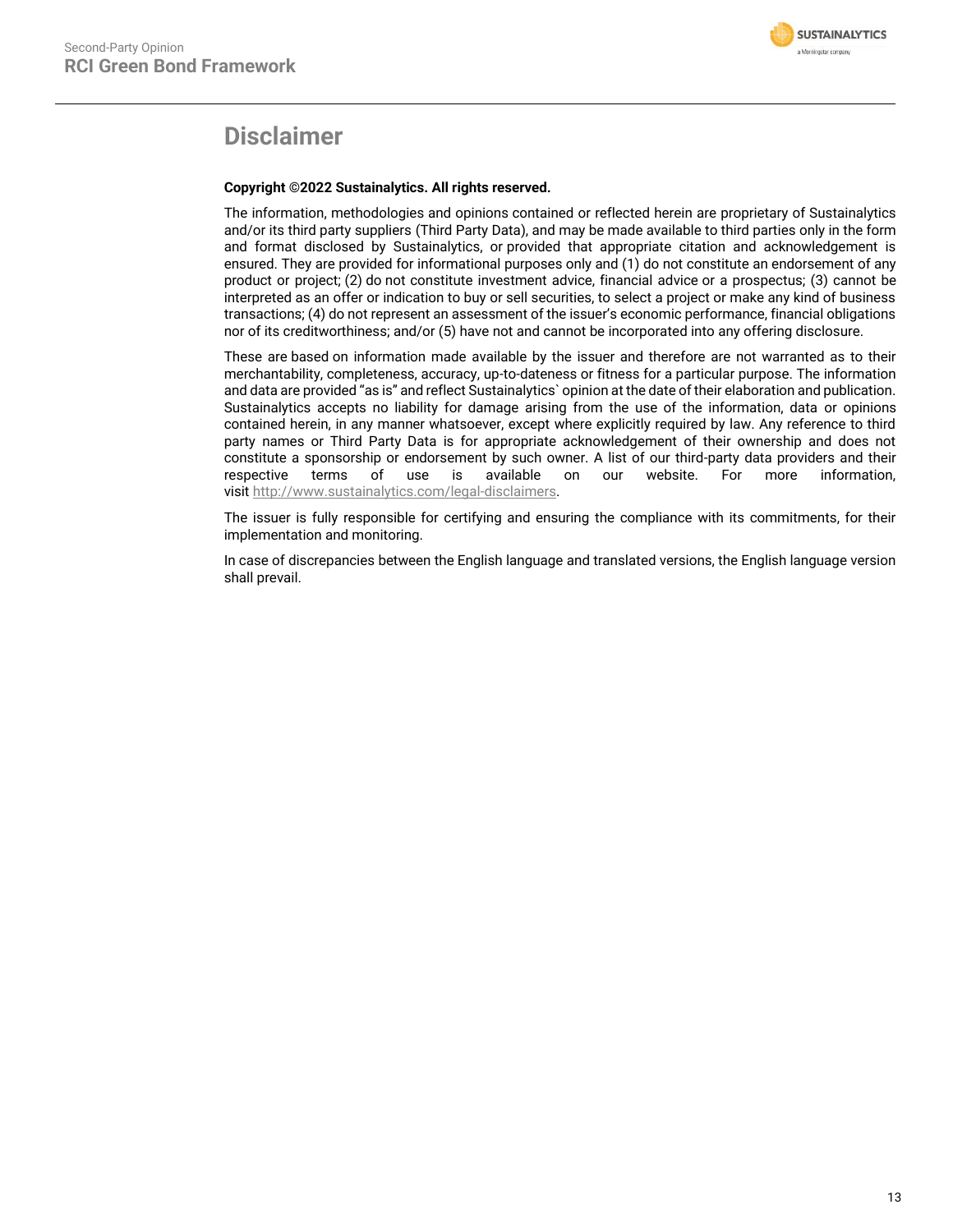# Disclaimer

**Copyright ©2022 Sustainalytics. All rights reserved.**

The information, methodologies and opinions contained or reflected herein are proprietary of Sustainalytics and/or its third party suppliers (Third Party Data), and may be made available to third parties only in the form and format disclosed by Sustainalytics, or provided that appropriate citation and acknowledgement is ensured. They are provided for informational purposes only and (1) do not constitute an endorsement of any product or project; (2) do not constitute investment advice, financial advice or a prospectus; (3) cannot be interpreted as an offer or indication to buy or sell securities, to select a project or make any kind of business transactions; (4) do not represent an assessment of the issuer's economic performance, financial obligations nor of its creditworthiness; and/or (5) have not and cannot be incorporated into any offering disclosure.

These are based on information made available by the issuer and therefore are not warranted as to their merchantability, completeness, accuracy, up-to-dateness or fitness for a particular purpose. The information and data are provided "as is" and reflect Sustainalytics` opinion at the date of their elaboration and publication. Sustainalytics accepts no liability for damage arising from the use of the information, data or opinions contained herein, in any manner whatsoever, except where explicitly required by law. Any reference to third party names or Third Party Data is for appropriate acknowledgement of their ownership and does not constitute a sponsorship or endorsement by such owner. A list of our third-party data providers and their respective terms of use is available on our website. For more information, visit http://www.sustainalytics.com/legal-disclaimers.

The issuer is fully responsible for certifying and ensuring the compliance with its commitments, for their implementation and monitoring.

In case of discrepancies between the English language and translated versions, the English language version shall prevail.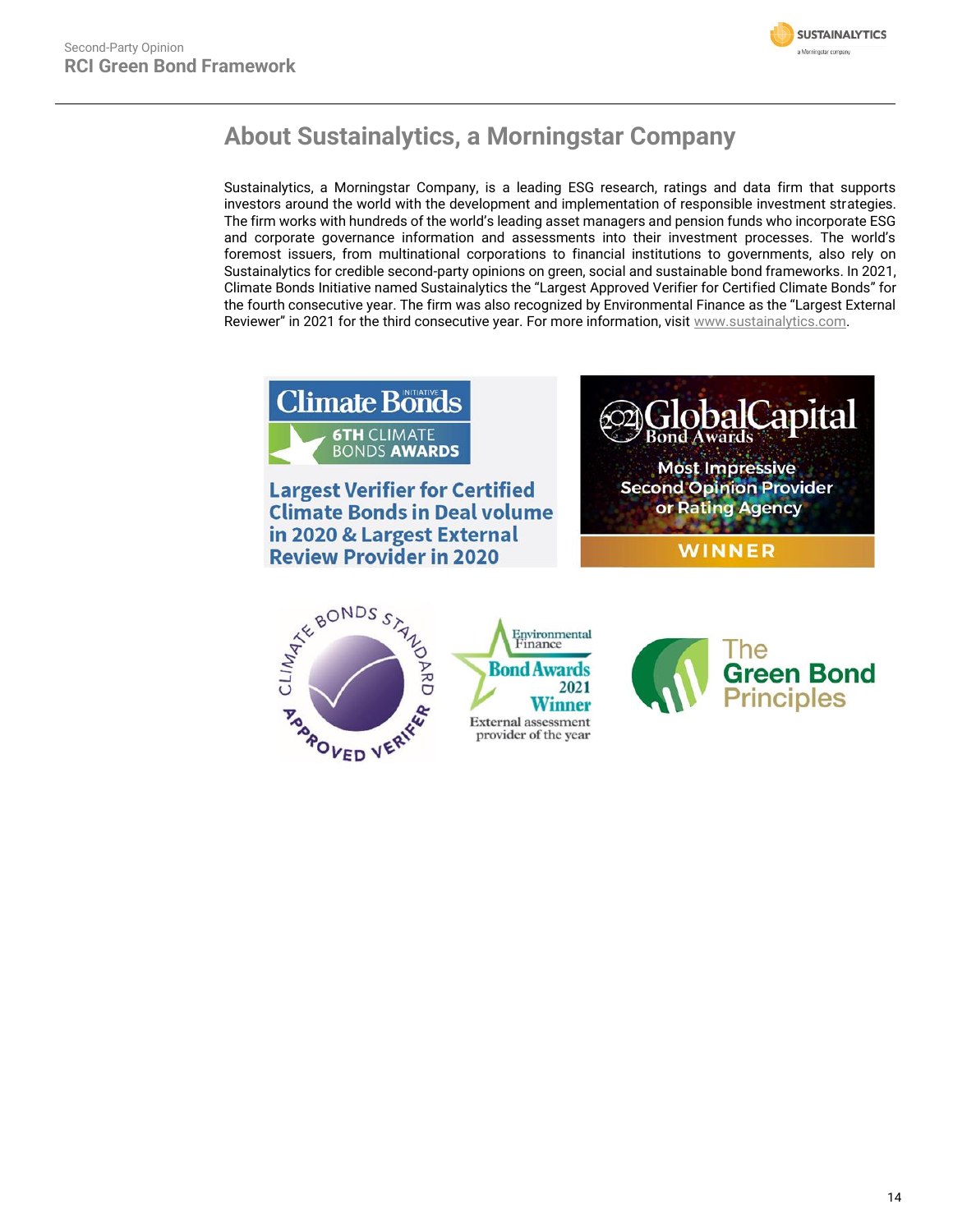## About Sustainalytics, a Morningstar Company

Sustainalytics, a Morningstar Company, is a leading ESG research, ratings and data firm that supports investors around the world with the development and implementation of responsible investment strategies. The firm works with hundreds of the world's leading asset managers and pension funds who incorporate ESG and corporate governance information and assessments into their investment processes. The world's foremost issuers, from multinational corporations to financial institutions to governments, also rely on Sustainalytics for credible second-party opinions on green, social and sustainable bond frameworks. In 2021, Climate Bonds Initiative named Sustainalytics the "Largest Approved Verifier for Certified Climate Bonds" for the fourth consecutive year. The firm was also recognized by Environmental Finance as the "Largest External Reviewer" in 2021 for the third consecutive year. For more information, visit www.sustainalytics.com.

Climate Bonds Initiative
6TH CLIMATE BONDS AWARDS
Largest Verifier for Certified Climate Bonds in Deal volume in 2020 & Largest External Review Provider in 2020

2021 GlobalCapital Bond Awards
Most Impressive Second Opinion Provider or Rating Agency
WINNER

CLIMATE BONDS STANDARD APPROVED VERIFIER

Environmental Finance Bond Awards 2021 Winner
External assessment provider of the year

The Green Bond Principles